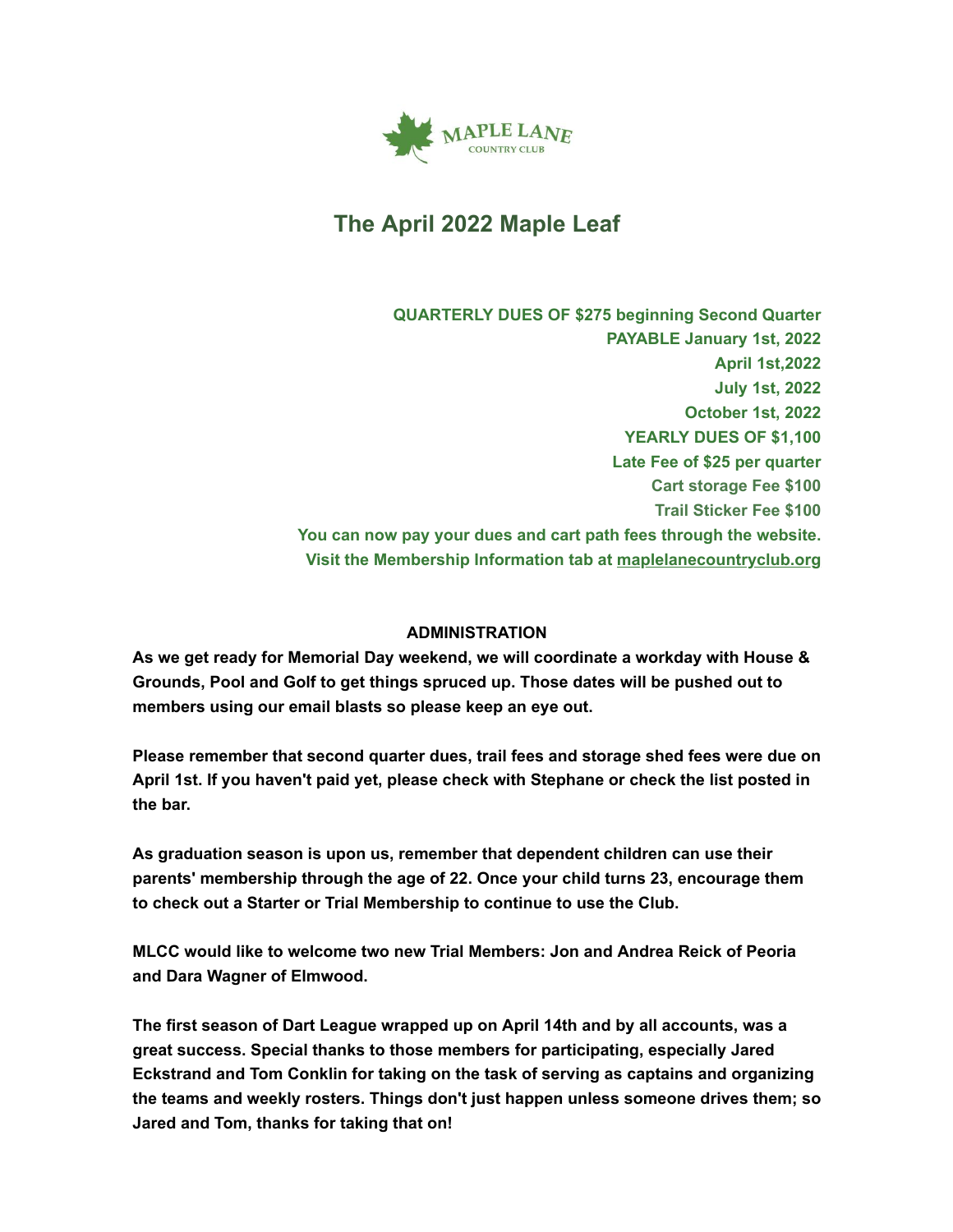MAPLE LANE
COUNTRY CLUB

# The April 2022 Maple Leaf

**QUARTERLY DUES OF $275 beginning Second Quarter**
**PAYABLE January 1st, 2022**
**April 1st,2022**
**July 1st, 2022**
**October 1st, 2022**
**YEARLY DUES OF $1,100**
**Late Fee of $25 per quarter**
**Cart storage Fee $100**
**Trail Sticker Fee $100**
**You can now pay your dues and cart path fees through the website.**
**Visit the Membership Information tab at maplelanecountryclub.org**

## ADMINISTRATION

**As we get ready for Memorial Day weekend, we will coordinate a workday with House & Grounds, Pool and Golf to get things spruced up. Those dates will be pushed out to members using our email blasts so please keep an eye out.**

**Please remember that second quarter dues, trail fees and storage shed fees were due on April 1st. If you haven't paid yet, please check with Stephane or check the list posted in the bar.**

**As graduation season is upon us, remember that dependent children can use their parents' membership through the age of 22. Once your child turns 23, encourage them to check out a Starter or Trial Membership to continue to use the Club.**

**MLCC would like to welcome two new Trial Members: Jon and Andrea Reick of Peoria and Dara Wagner of Elmwood.**

**The first season of Dart League wrapped up on April 14th and by all accounts, was a great success. Special thanks to those members for participating, especially Jared Eckstrand and Tom Conklin for taking on the task of serving as captains and organizing the teams and weekly rosters. Things don't just happen unless someone drives them; so Jared and Tom, thanks for taking that on!**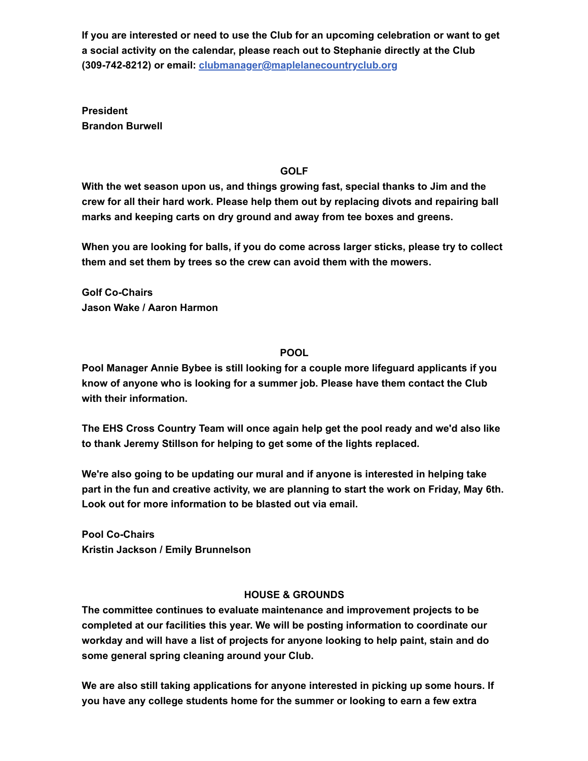**If you are interested or need to use the Club for an upcoming celebration or want to get a social activity on the calendar, please reach out to Stephanie directly at the Club (309-742-8212) or email: [clubmanager@maplelanecountryclub.org](mailto:clubmanager@maplelanecountryclub.org)**

**President**
**Brandon Burwell**

## GOLF

**With the wet season upon us, and things growing fast, special thanks to Jim and the crew for all their hard work. Please help them out by replacing divots and repairing ball marks and keeping carts on dry ground and away from tee boxes and greens.**

**When you are looking for balls, if you do come across larger sticks, please try to collect them and set them by trees so the crew can avoid them with the mowers.**

**Golf Co-Chairs**
**Jason Wake / Aaron Harmon**

## POOL

**Pool Manager Annie Bybee is still looking for a couple more lifeguard applicants if you know of anyone who is looking for a summer job. Please have them contact the Club with their information.**

**The EHS Cross Country Team will once again help get the pool ready and we'd also like to thank Jeremy Stillson for helping to get some of the lights replaced.**

**We're also going to be updating our mural and if anyone is interested in helping take part in the fun and creative activity, we are planning to start the work on Friday, May 6th. Look out for more information to be blasted out via email.**

**Pool Co-Chairs**
**Kristin Jackson / Emily Brunnelson**

## HOUSE & GROUNDS

**The committee continues to evaluate maintenance and improvement projects to be completed at our facilities this year. We will be posting information to coordinate our workday and will have a list of projects for anyone looking to help paint, stain and do some general spring cleaning around your Club.**

**We are also still taking applications for anyone interested in picking up some hours. If you have any college students home for the summer or looking to earn a few extra**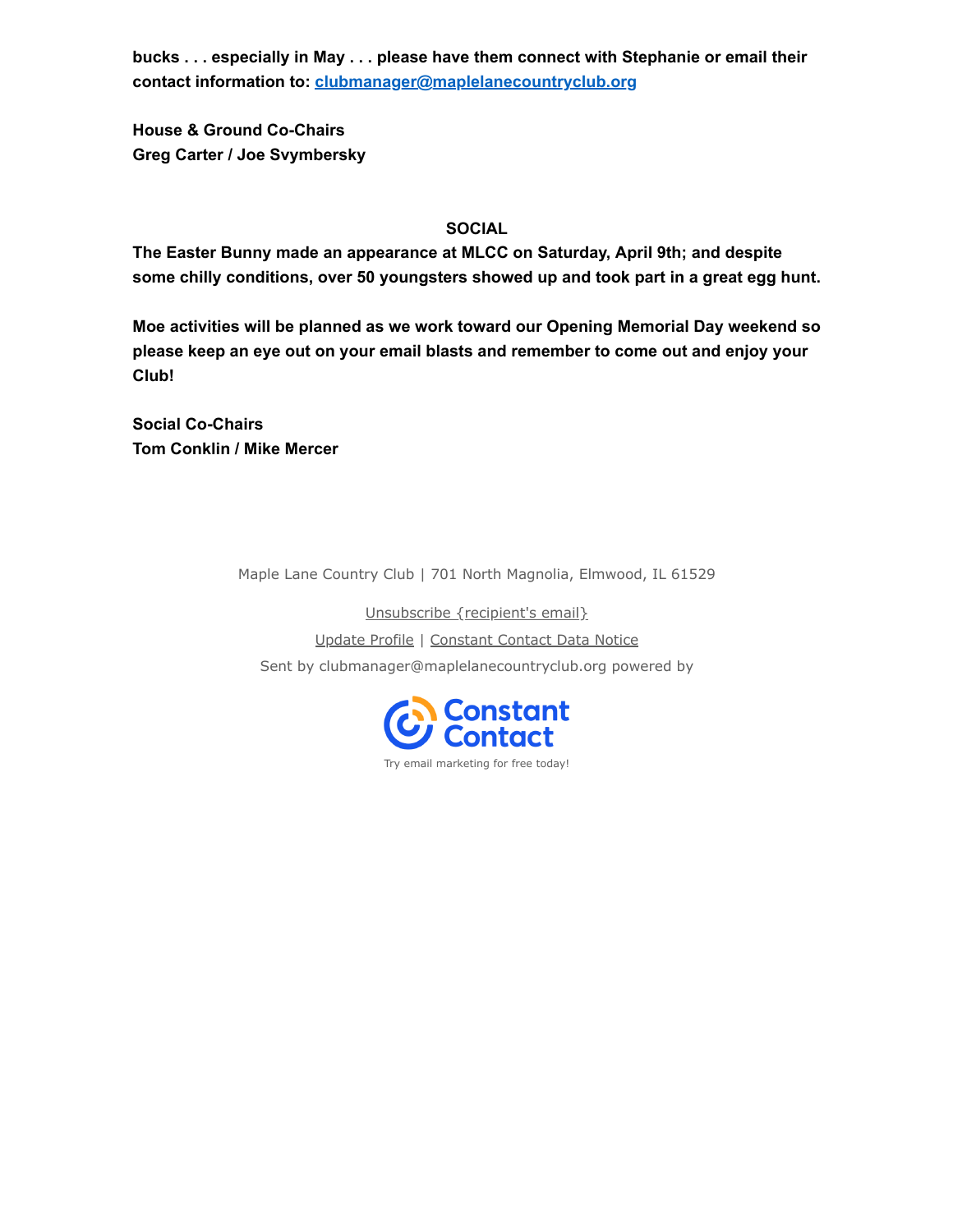**bucks . . . especially in May . . . please have them connect with Stephanie or email their contact information to: [clubmanager@maplelanecountryclub.org](mailto:clubmanager@maplelanecountryclub.org)**

**House & Ground Co-Chairs**
**Greg Carter / Joe Svymbersky**

**SOCIAL**

**The Easter Bunny made an appearance at MLCC on Saturday, April 9th; and despite some chilly conditions, over 50 youngsters showed up and took part in a great egg hunt.**

**Moe activities will be planned as we work toward our Opening Memorial Day weekend so please keep an eye out on your email blasts and remember to come out and enjoy your Club!**

**Social Co-Chairs**
**Tom Conklin / Mike Mercer**

Maple Lane Country Club | 701 North Magnolia, Elmwood, IL 61529

Unsubscribe {recipient's email}

Update Profile | Constant Contact Data Notice

Sent by clubmanager@maplelanecountryclub.org powered by

Constant Contact

Try email marketing for free today!